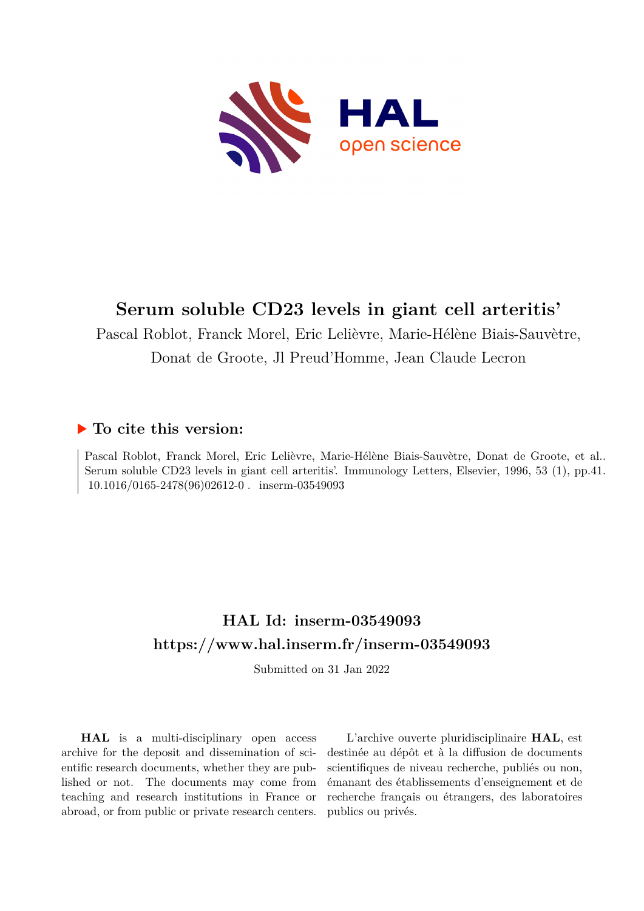# Serum soluble CD23 levels in giant cell arteritis'

Pascal Roblot, Franck Morel, Eric Lelièvre, Marie-Hélène Biais-Sauvètre, Donat de Groote, Jl Preud'Homme, Jean Claude Lecron

## ▶ To cite this version:

Pascal Roblot, Franck Morel, Eric Lelièvre, Marie-Hélène Biais-Sauvètre, Donat de Groote, et al.. Serum soluble CD23 levels in giant cell arteritis'. Immunology Letters, Elsevier, 1996, 53 (1), pp.41. 10.1016/0165-2478(96)02612-0 . inserm-03549093

## HAL Id: inserm-03549093
## https://www.hal.inserm.fr/inserm-03549093

Submitted on 31 Jan 2022

**HAL** is a multi-disciplinary open access archive for the deposit and dissemination of scientific research documents, whether they are published or not. The documents may come from teaching and research institutions in France or abroad, or from public or private research centers.

L'archive ouverte pluridisciplinaire **HAL**, est destinée au dépôt et à la diffusion de documents scientifiques de niveau recherche, publiés ou non, émanant des établissements d'enseignement et de recherche français ou étrangers, des laboratoires publics ou privés.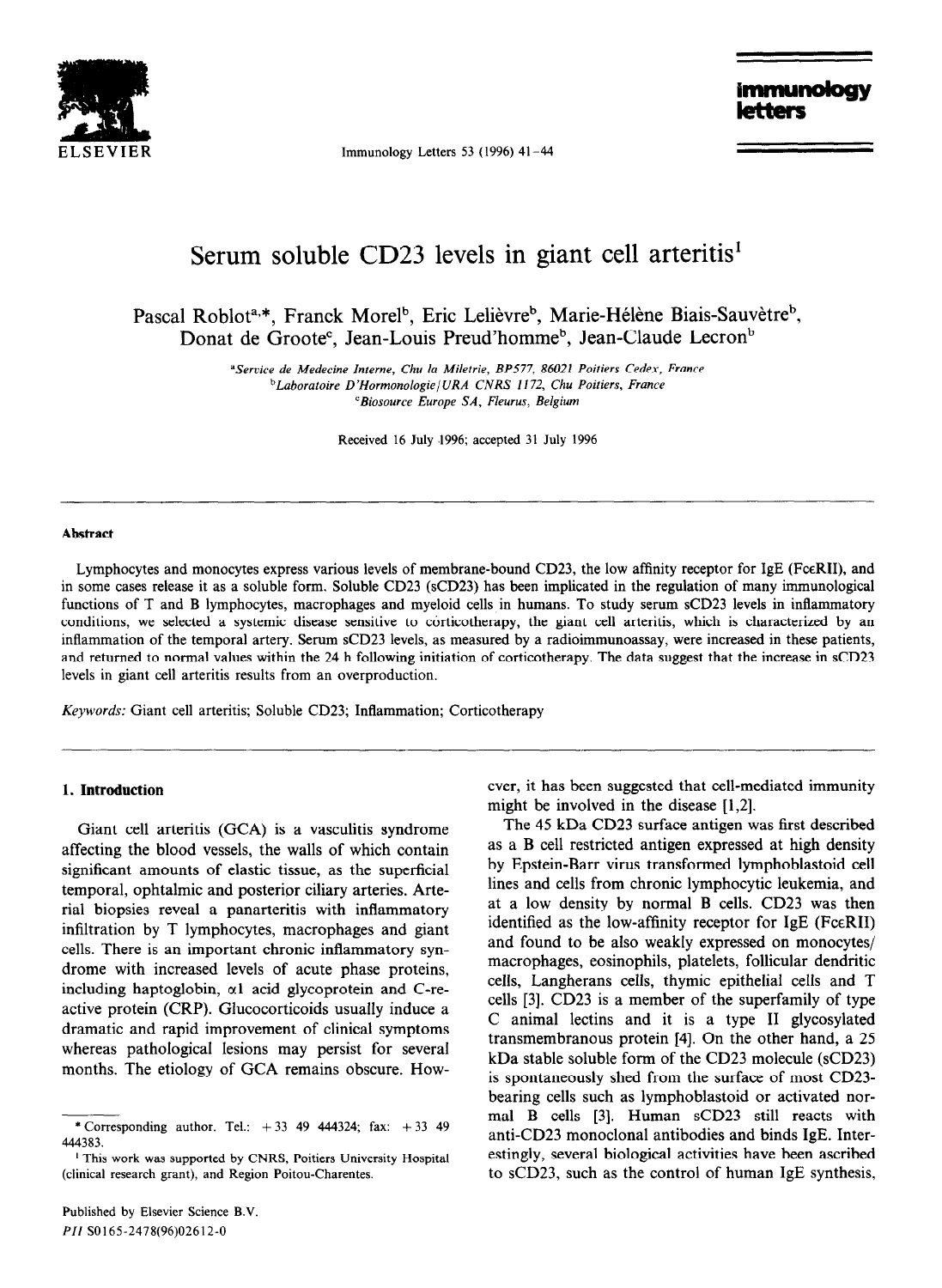# Serum soluble CD23 levels in giant cell arteritis[1]

Pascal Roblot[a,*], Franck Morel[b], Eric Lelièvre[b], Marie-Hélène Biais-Sauvètre[b], Donat de Groote[c], Jean-Louis Preud'homme[b], Jean-Claude Lecron[b]

[a]*Service de Medecine Interne, Chu la Miletrie, BP577, 86021 Poitiers Cedex, France*
[b]*Laboratoire D'Hormonologie/URA CNRS 1172, Chu Poitiers, France*
[c]*Biosource Europe SA, Fleurus, Belgium*

Received 16 July 1996; accepted 31 July 1996

## Abstract

Lymphocytes and monocytes express various levels of membrane-bound CD23, the low affinity receptor for IgE (FcεRII), and in some cases release it as a soluble form. Soluble CD23 (sCD23) has been implicated in the regulation of many immunological functions of T and B lymphocytes, macrophages and myeloid cells in humans. To study serum sCD23 levels in inflammatory conditions, we selected a systemic disease sensitive to corticotherapy, the giant cell arteritis, which is characterized by an inflammation of the temporal artery. Serum sCD23 levels, as measured by a radioimmunoassay, were increased in these patients, and returned to normal values within the 24 h following initiation of corticotherapy. The data suggest that the increase in sCD23 levels in giant cell arteritis results from an overproduction.

*Keywords:* Giant cell arteritis; Soluble CD23; Inflammation; Corticotherapy

## 1. Introduction

Giant cell arteritis (GCA) is a vasculitis syndrome affecting the blood vessels, the walls of which contain significant amounts of elastic tissue, as the superficial temporal, ophtalmic and posterior ciliary arteries. Arterial biopsies reveal a panarteritis with inflammatory infiltration by T lymphocytes, macrophages and giant cells. There is an important chronic inflammatory syndrome with increased levels of acute phase proteins, including haptoglobin, α1 acid glycoprotein and C-reactive protein (CRP). Glucocorticoids usually induce a dramatic and rapid improvement of clinical symptoms whereas pathological lesions may persist for several months. The etiology of GCA remains obscure. However, it has been suggested that cell-mediated immunity might be involved in the disease [1,2].

The 45 kDa CD23 surface antigen was first described as a B cell restricted antigen expressed at high density by Epstein-Barr virus transformed lymphoblastoid cell lines and cells from chronic lymphocytic leukemia, and at a low density by normal B cells. CD23 was then identified as the low-affinity receptor for IgE (FcεRII) and found to be also weakly expressed on monocytes/macrophages, eosinophils, platelets, follicular dendritic cells, Langherans cells, thymic epithelial cells and T cells [3]. CD23 is a member of the superfamily of type C animal lectins and it is a type II glycosylated transmembranous protein [4]. On the other hand, a 25 kDa stable soluble form of the CD23 molecule (sCD23) is spontaneously shed from the surface of most CD23-bearing cells such as lymphoblastoid or activated normal B cells [3]. Human sCD23 still reacts with anti-CD23 monoclonal antibodies and binds IgE. Interestingly, several biological activities have been ascribed to sCD23, such as the control of human IgE synthesis,

---

* Corresponding author. Tel.: +33 49 444324; fax: +33 49 444383.

[1] This work was supported by CNRS, Poitiers University Hospital (clinical research grant), and Region Poitou-Charentes.

Published by Elsevier Science B.V.
*PII* S0165-2478(96)02612-0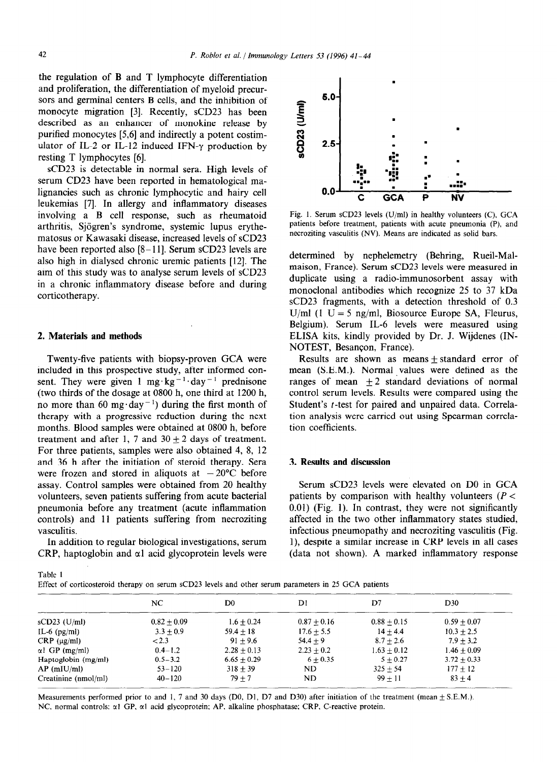the regulation of B and T lymphocyte differentiation and proliferation, the differentiation of myeloid precursors and germinal centers B cells, and the inhibition of monocyte migration [3]. Recently, sCD23 has been described as an enhancer of monokine release by purified monocytes [5,6] and indirectly a potent costimulator of IL-2 or IL-12 induced IFN-γ production by resting T lymphocytes [6].

sCD23 is detectable in normal sera. High levels of serum CD23 have been reported in hematological malignancies such as chronic lymphocytic and hairy cell leukemias [7]. In allergy and inflammatory diseases involving a B cell response, such as rheumatoid arthritis, Sjögren's syndrome, systemic lupus erythematosus or Kawasaki disease, increased levels of sCD23 have been reported also [8–11]. Serum sCD23 levels are also high in dialysed chronic uremic patients [12]. The aim of this study was to analyse serum levels of sCD23 in a chronic inflammatory disease before and during corticotherapy.

## 2. Materials and methods

Twenty-five patients with biopsy-proven GCA were included in this prospective study, after informed consent. They were given 1 $mg \cdot kg^{-1} \cdot day^{-1}$ prednisone (two thirds of the dosage at 0800 h, one third at 1200 h, no more than 60 $mg \cdot day^{-1}$) during the first month of therapy with a progressive reduction during the next months. Blood samples were obtained at 0800 h, before treatment and after 1, 7 and 30 ± 2 days of treatment. For three patients, samples were also obtained 4, 8, 12 and 36 h after the initiation of steroid therapy. Sera were frozen and stored in aliquots at −20°C before assay. Control samples were obtained from 20 healthy volunteers, seven patients suffering from acute bacterial pneumonia before any treatment (acute inflammation controls) and 11 patients suffering from necroziting vasculitis.

In addition to regular biological investigations, serum CRP, haptoglobin and α1 acid glycoprotein levels were determined by nephelemetry (Behring, Rueil-Malmaison, France). Serum sCD23 levels were measured in duplicate using a radio-immunosorbent assay with monoclonal antibodies which recognize 25 to 37 kDa sCD23 fragments, with a detection threshold of 0.3 U/ml (1 U = 5 ng/ml, Biosource Europe SA, Fleurus, Belgium). Serum IL-6 levels were measured using ELISA kits, kindly provided by Dr. J. Wijdenes (INNOTEST, Besançon, France).

Results are shown as means ± standard error of mean (S.E.M.). Normal values were defined as the ranges of mean ±2 standard deviations of normal control serum levels. Results were compared using the Student's $t$-test for paired and unpaired data. Correlation analysis were carried out using Spearman correlation coefficients.

Fig. 1. Serum sCD23 levels (U/ml) in healthy volunteers (C), GCA patients before treatment, patients with acute pneumonia (P), and necroziting vasculitis (NV). Means are indicated as solid bars.

## 3. Results and discussion

Serum sCD23 levels were elevated on D0 in GCA patients by comparison with healthy volunteers ($P < 0.01$) (Fig. 1). In contrast, they were not significantly affected in the two other inflammatory states studied, infectious pneumopathy and necroziting vasculitis (Fig. 1), despite a similar increase in CRP levels in all cases (data not shown). A marked inflammatory response

Table 1
Effect of corticosteroid therapy on serum sCD23 levels and other serum parameters in 25 GCA patients

| | NC | D0 | D1 | D7 | D30 |
|---|---|---|---|---|---|
| sCD23 (U/ml) | 0.82 ± 0.09 | 1.6 ± 0.24 | 0.87 ± 0.16 | 0.88 ± 0.15 | 0.59 ± 0.07 |
| IL-6 (pg/ml) | 3.3 ± 0.9 | 59.4 ± 18 | 17.6 ± 5.5 | 14 ± 4.4 | 10.3 ± 2.5 |
| CRP (μg/ml) | <2.3 | 91 ± 9.6 | 54.4 ± 9 | 8.7 ± 2.6 | 7.9 ± 3.2 |
| α1 GP (mg/ml) | 0.4–1.2 | 2.28 ± 0.13 | 2.23 ± 0.2 | 1.63 ± 0.12 | 1.46 ± 0.09 |
| Haptoglobin (mg/ml) | 0.5–3.2 | 6.65 ± 0.29 | 6 ± 0.35 | 5 ± 0.27 | 3.72 ± 0.33 |
| AP (mIU/ml) | 53–120 | 318 ± 39 | ND | 325 ± 54 | 177 ± 12 |
| Creatinine (nmol/ml) | 40–120 | 79 ± 7 | ND | 99 ± 11 | 83 ± 4 |

Measurements performed prior to and 1, 7 and 30 days (D0, D1, D7 and D30) after initiation of the treatment (mean ± S.E.M.).
NC, normal controls; α1 GP, α1 acid glycoprotein; AP, alkaline phosphatase; CRP, C-reactive protein.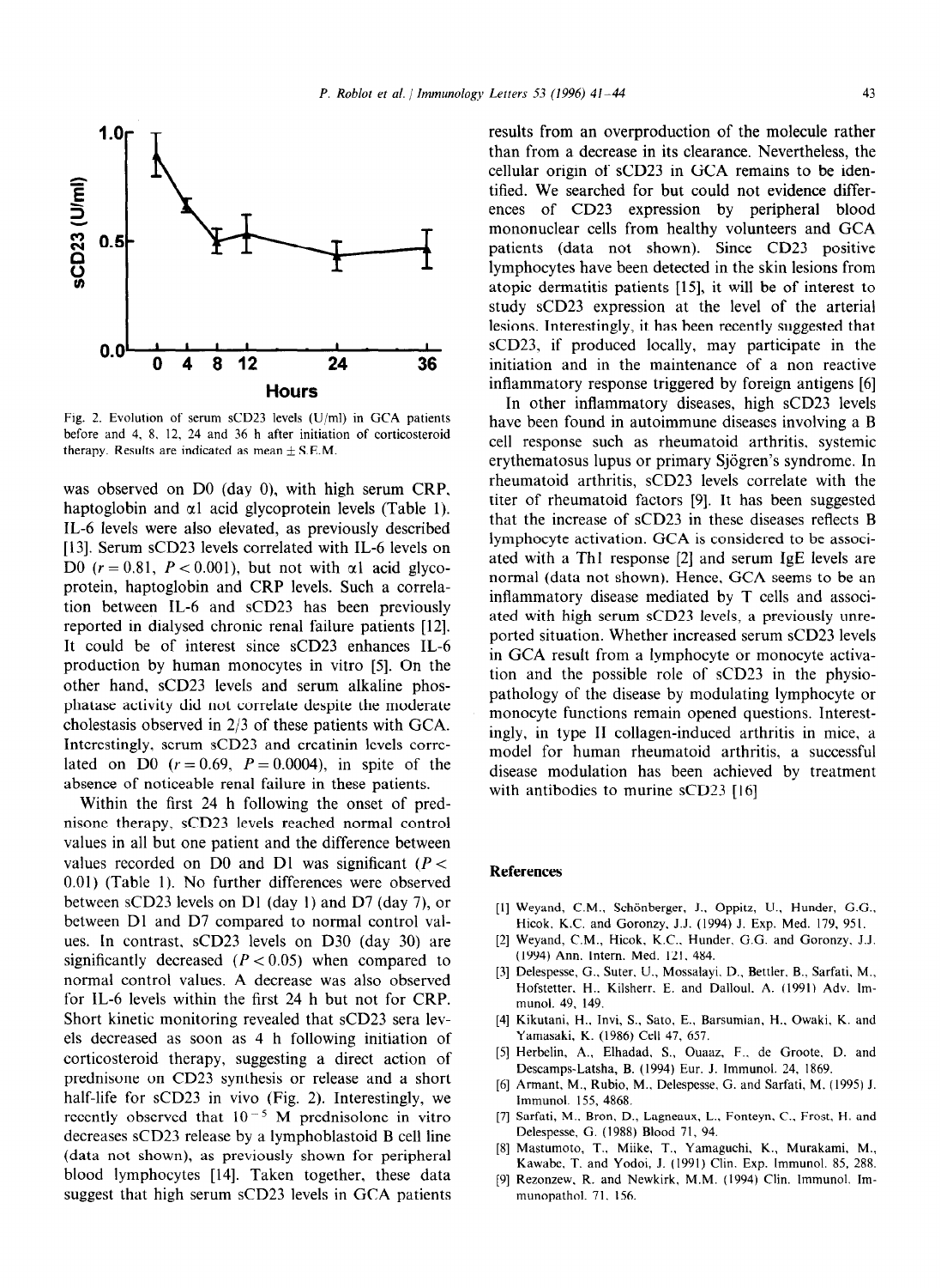Fig. 2. Evolution of serum sCD23 levels (U/ml) in GCA patients before and 4, 8, 12, 24 and 36 h after initiation of corticosteroid therapy. Results are indicated as mean ± S.E.M.

was observed on D0 (day 0), with high serum CRP, haptoglobin and $\alpha$1 acid glycoprotein levels (Table 1). IL-6 levels were also elevated, as previously described [13]. Serum sCD23 levels correlated with IL-6 levels on D0 ($r = 0.81$, $P < 0.001$), but not with $\alpha$1 acid glycoprotein, haptoglobin and CRP levels. Such a correlation between IL-6 and sCD23 has been previously reported in dialysed chronic renal failure patients [12]. It could be of interest since sCD23 enhances IL-6 production by human monocytes in vitro [5]. On the other hand, sCD23 levels and serum alkaline phosphatase activity did not correlate despite the moderate cholestasis observed in 2/3 of these patients with GCA. Interestingly, serum sCD23 and creatinin levels correlated on D0 ($r = 0.69$, $P = 0.0004$), in spite of the absence of noticeable renal failure in these patients.

Within the first 24 h following the onset of prednisone therapy, sCD23 levels reached normal control values in all but one patient and the difference between values recorded on D0 and D1 was significant ($P < 0.01$) (Table 1). No further differences were observed between sCD23 levels on D1 (day 1) and D7 (day 7), or between D1 and D7 compared to normal control values. In contrast, sCD23 levels on D30 (day 30) are significantly decreased ($P < 0.05$) when compared to normal control values. A decrease was also observed for IL-6 levels within the first 24 h but not for CRP. Short kinetic monitoring revealed that sCD23 sera levels decreased as soon as 4 h following initiation of corticosteroid therapy, suggesting a direct action of prednisone on CD23 synthesis or release and a short half-life for sCD23 in vivo (Fig. 2). Interestingly, we recently observed that $10^{-5}$ M prednisolone in vitro decreases sCD23 release by a lymphoblastoid B cell line (data not shown), as previously shown for peripheral blood lymphocytes [14]. Taken together, these data suggest that high serum sCD23 levels in GCA patients results from an overproduction of the molecule rather than from a decrease in its clearance. Nevertheless, the cellular origin of sCD23 in GCA remains to be identified. We searched for but could not evidence differences of CD23 expression by peripheral blood mononuclear cells from healthy volunteers and GCA patients (data not shown). Since CD23 positive lymphocytes have been detected in the skin lesions from atopic dermatitis patients [15], it will be of interest to study sCD23 expression at the level of the arterial lesions. Interestingly, it has been recently suggested that sCD23, if produced locally, may participate in the initiation and in the maintenance of a non reactive inflammatory response triggered by foreign antigens [6]

In other inflammatory diseases, high sCD23 levels have been found in autoimmune diseases involving a B cell response such as rheumatoid arthritis, systemic erythematosus lupus or primary Sjögren's syndrome. In rheumatoid arthritis, sCD23 levels correlate with the titer of rheumatoid factors [9]. It has been suggested that the increase of sCD23 in these diseases reflects B lymphocyte activation. GCA is considered to be associated with a Th1 response [2] and serum IgE levels are normal (data not shown). Hence, GCA seems to be an inflammatory disease mediated by T cells and associated with high serum sCD23 levels, a previously unreported situation. Whether increased serum sCD23 levels in GCA result from a lymphocyte or monocyte activation and the possible role of sCD23 in the physiopathology of the disease by modulating lymphocyte or monocyte functions remain opened questions. Interestingly, in type II collagen-induced arthritis in mice, a model for human rheumatoid arthritis, a successful disease modulation has been achieved by treatment with antibodies to murine sCD23 [16]

## References

[1] Weyand, C.M., Schönberger, J., Oppitz, U., Hunder, G.G., Hicok, K.C. and Goronzy, J.J. (1994) J. Exp. Med. 179, 951.

[2] Weyand, C.M., Hicok, K.C., Hunder, G.G. and Goronzy, J.J. (1994) Ann. Intern. Med. 121, 484.

[3] Delespesse, G., Suter, U., Mossalayi, D., Bettler, B., Sarfati, M., Hofstetter, H., Kilsherr, E. and Dalloul, A. (1991) Adv. Immunol. 49, 149.

[4] Kikutani, H., Invi, S., Sato, E., Barsumian, H., Owaki, K. and Yamasaki, K. (1986) Cell 47, 657.

[5] Herbelin, A., Elhadad, S., Ouaaz, F., de Groote, D. and Descamps-Latsha, B. (1994) Eur. J. Immunol. 24, 1869.

[6] Armant, M., Rubio, M., Delespesse, G. and Sarfati, M. (1995) J. Immunol. 155, 4868.

[7] Sarfati, M., Bron, D., Lagneaux, L., Fonteyn, C., Frost, H. and Delespesse, G. (1988) Blood 71, 94.

[8] Mastumoto, T., Miike, T., Yamaguchi, K., Murakami, M., Kawabe, T. and Yodoi, J. (1991) Clin. Exp. Immunol. 85, 288.

[9] Rezonzew, R. and Newkirk, M.M. (1994) Clin. Immunol. Immunopathol. 71, 156.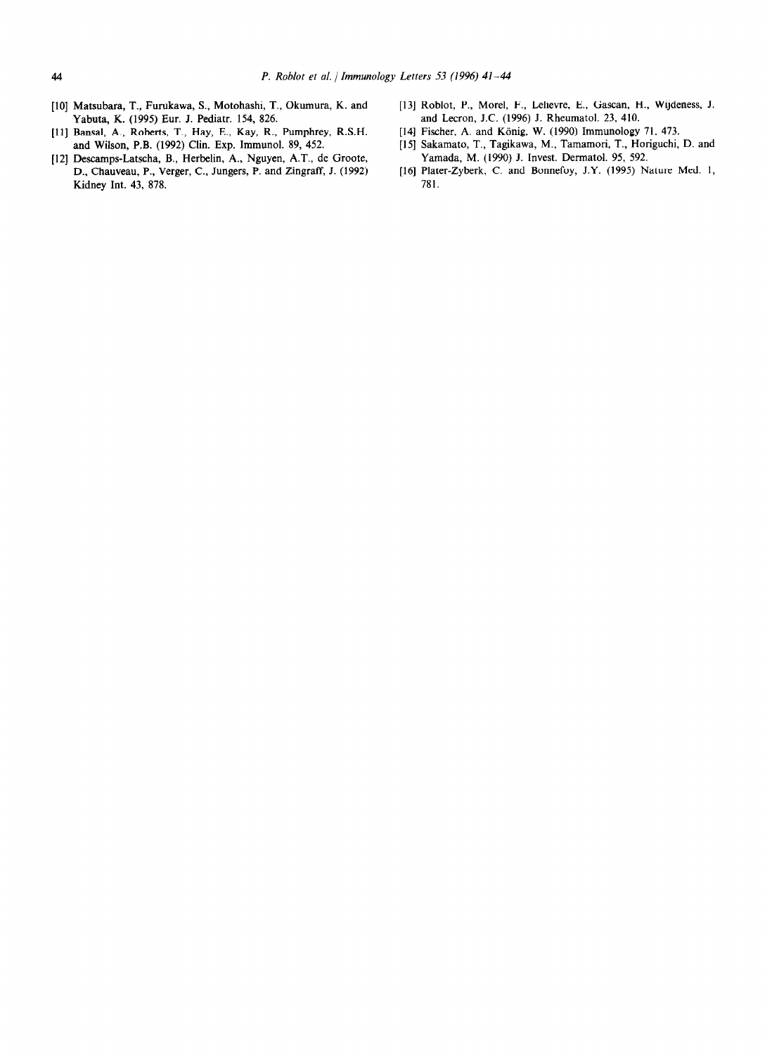[10] Matsubara, T., Furukawa, S., Motohashi, T., Okumura, K. and Yabuta, K. (1995) Eur. J. Pediatr. 154, 826.

[11] Bansal, A., Roberts, T., Hay, E., Kay, R., Pumphrey, R.S.H. and Wilson, P.B. (1992) Clin. Exp. Immunol. 89, 452.

[12] Descamps-Latscha, B., Herbelin, A., Nguyen, A.T., de Groote, D., Chauveau, P., Verger, C., Jungers, P. and Zingraff, J. (1992) Kidney Int. 43, 878.

[13] Roblot, P., Morel, F., Lelievre, E., Gascan, H., Wijdeness, J. and Lecron, J.C. (1996) J. Rheumatol. 23, 410.

[14] Fischer, A. and König, W. (1990) Immunology 71, 473.

[15] Sakamato, T., Tagikawa, M., Tamamori, T., Horiguchi, D. and Yamada, M. (1990) J. Invest. Dermatol. 95, 592.

[16] Plater-Zyberk, C. and Bonnefoy, J.Y. (1995) Nature Med. 1, 781.